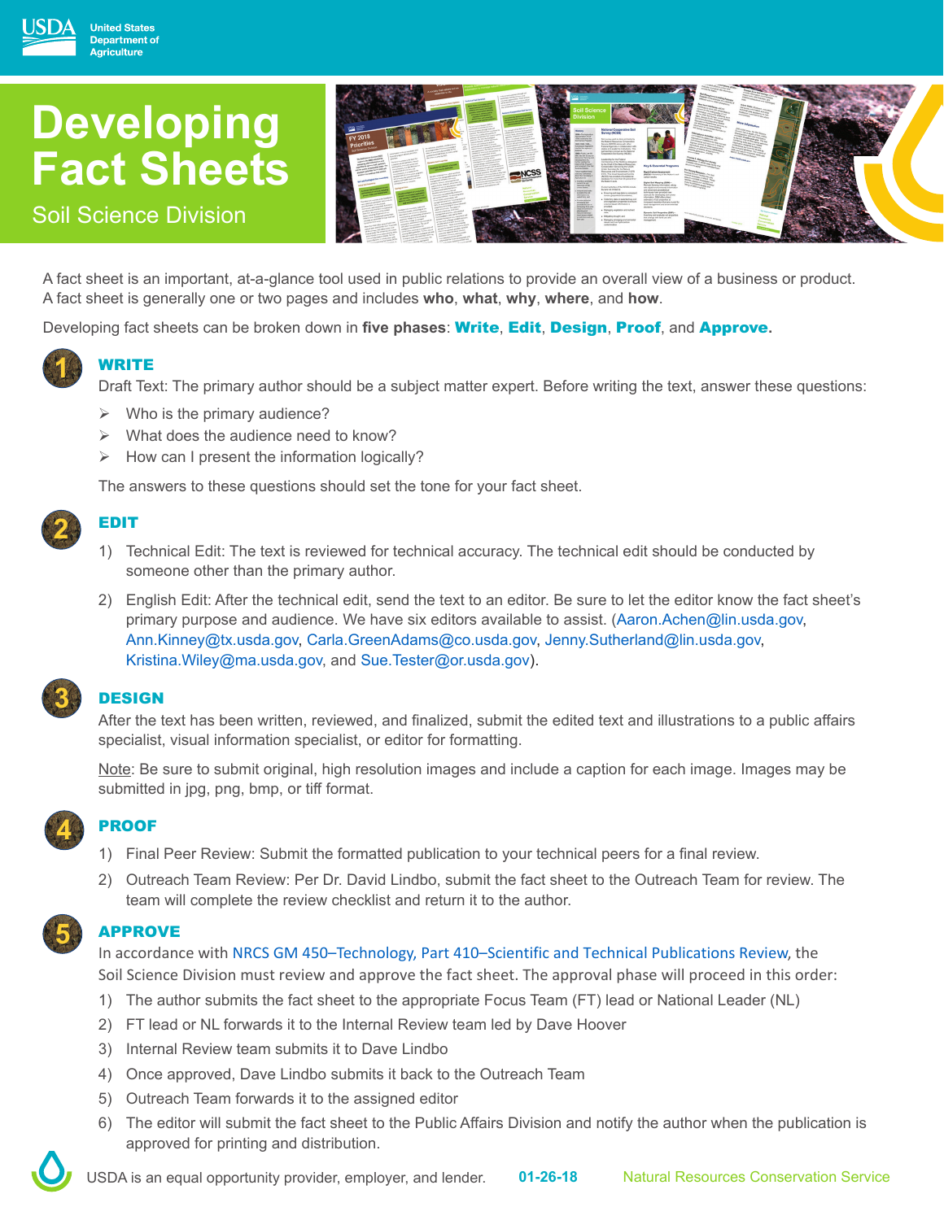United States Department of Agriculture

# Developing Fact Sheets

## Soil Science Division

A fact sheet is an important, at-a-glance tool used in public relations to provide an overall view of a business or product. A fact sheet is generally one or two pages and includes **who**, **what**, **why**, **where**, and **how**.

Developing fact sheets can be broken down in **five phases**: **Write**, **Edit**, **Design**, **Proof**, and **Approve**.

### 1 WRITE

Draft Text: The primary author should be a subject matter expert. Before writing the text, answer these questions:

- Who is the primary audience?
- What does the audience need to know?
- How can I present the information logically?

The answers to these questions should set the tone for your fact sheet.

### 2 EDIT

1) Technical Edit: The text is reviewed for technical accuracy. The technical edit should be conducted by someone other than the primary author.
2) English Edit: After the technical edit, send the text to an editor. Be sure to let the editor know the fact sheet's primary purpose and audience. We have six editors available to assist. (Aaron.Achen@lin.usda.gov, Ann.Kinney@tx.usda.gov, Carla.GreenAdams@co.usda.gov, Jenny.Sutherland@lin.usda.gov, Kristina.Wiley@ma.usda.gov, and Sue.Tester@or.usda.gov).

### 3 DESIGN

After the text has been written, reviewed, and finalized, submit the edited text and illustrations to a public affairs specialist, visual information specialist, or editor for formatting.

Note: Be sure to submit original, high resolution images and include a caption for each image. Images may be submitted in jpg, png, bmp, or tiff format.

### 4 PROOF

1) Final Peer Review: Submit the formatted publication to your technical peers for a final review.
2) Outreach Team Review: Per Dr. David Lindbo, submit the fact sheet to the Outreach Team for review. The team will complete the review checklist and return it to the author.

### 5 APPROVE

In accordance with NRCS GM 450–Technology, Part 410–Scientific and Technical Publications Review, the Soil Science Division must review and approve the fact sheet. The approval phase will proceed in this order:

1) The author submits the fact sheet to the appropriate Focus Team (FT) lead or National Leader (NL)
2) FT lead or NL forwards it to the Internal Review team led by Dave Hoover
3) Internal Review team submits it to Dave Lindbo
4) Once approved, Dave Lindbo submits it back to the Outreach Team
5) Outreach Team forwards it to the assigned editor
6) The editor will submit the fact sheet to the Public Affairs Division and notify the author when the publication is approved for printing and distribution.

USDA is an equal opportunity provider, employer, and lender. 01-26-18 Natural Resources Conservation Service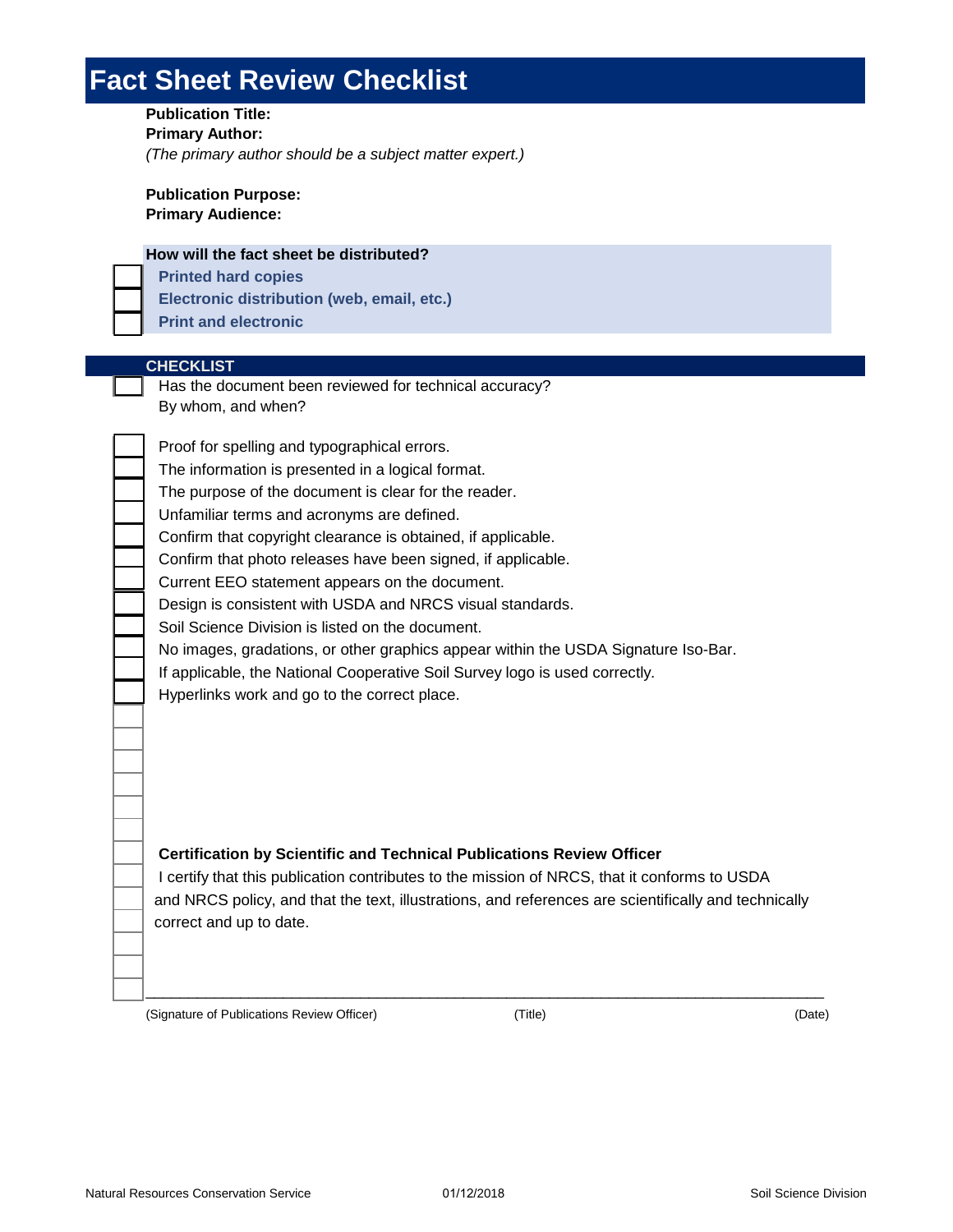# Fact Sheet Review Checklist

**Publication Title:**

**Primary Author:**

*(The primary author should be a subject matter expert.)*

**Publication Purpose:**

**Primary Audience:**

**How will the fact sheet be distributed?**

- [ ] **Printed hard copies**
- [ ] **Electronic distribution (web, email, etc.)**
- [ ] **Print and electronic**

## CHECKLIST

- [ ] Has the document been reviewed for technical accuracy?
  By whom, and when?

- [ ] Proof for spelling and typographical errors.
- [ ] The information is presented in a logical format.
- [ ] The purpose of the document is clear for the reader.
- [ ] Unfamiliar terms and acronyms are defined.
- [ ] Confirm that copyright clearance is obtained, if applicable.
- [ ] Confirm that photo releases have been signed, if applicable.
- [ ] Current EEO statement appears on the document.
- [ ] Design is consistent with USDA and NRCS visual standards.
- [ ] Soil Science Division is listed on the document.
- [ ] No images, gradations, or other graphics appear within the USDA Signature Iso-Bar.
- [ ] If applicable, the National Cooperative Soil Survey logo is used correctly.
- [ ] Hyperlinks work and go to the correct place.

**Certification by Scientific and Technical Publications Review Officer**

I certify that this publication contributes to the mission of NRCS, that it conforms to USDA and NRCS policy, and that the text, illustrations, and references are scientifically and technically correct and up to date.

______________________________________________________________________________

(Signature of Publications Review Officer) (Title) (Date)